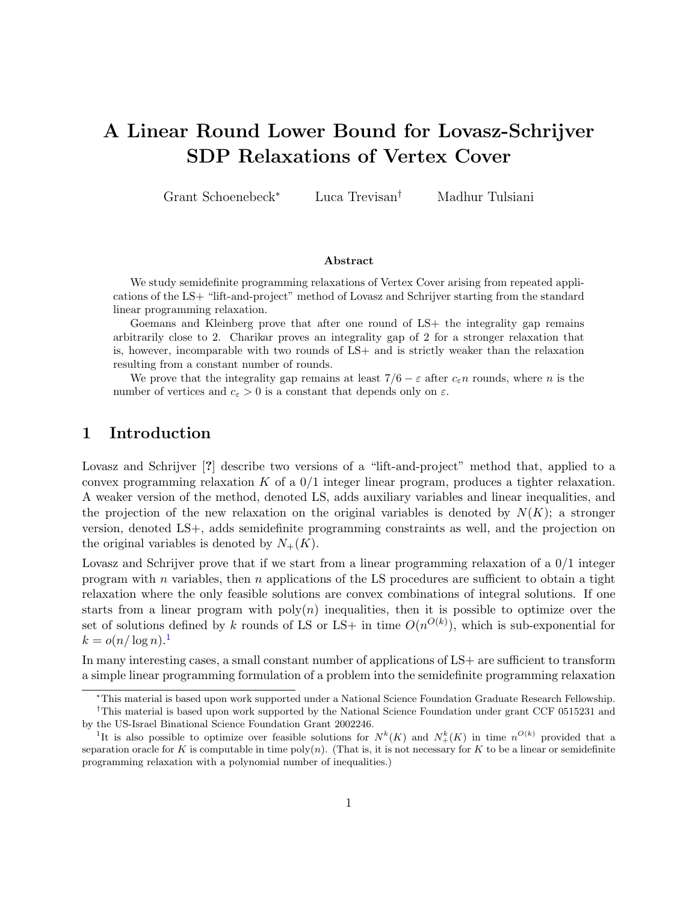# A Linear Round Lower Bound for Lovasz-Schrijver SDP Relaxations of Vertex Cover

Grant Schoenebeck* Luca Trevisan† Madhur Tulsiani

### Abstract

We study semidefinite programming relaxations of Vertex Cover arising from repeated applications of the LS+ "lift-and-project" method of Lovasz and Schrijver starting from the standard linear programming relaxation.

Goemans and Kleinberg prove that after one round of LS+ the integrality gap remains arbitrarily close to 2. Charikar proves an integrality gap of 2 for a stronger relaxation that is, however, incomparable with two rounds of LS+ and is strictly weaker than the relaxation resulting from a constant number of rounds.

We prove that the integrality gap remains at least $7/6 - \varepsilon$ after $c_\varepsilon n$ rounds, where $n$ is the number of vertices and $c_\varepsilon > 0$ is a constant that depends only on $\varepsilon$.

## 1 Introduction

Lovasz and Schrijver [?] describe two versions of a "lift-and-project" method that, applied to a convex programming relaxation $K$ of a 0/1 integer linear program, produces a tighter relaxation. A weaker version of the method, denoted LS, adds auxiliary variables and linear inequalities, and the projection of the new relaxation on the original variables is denoted by $N(K)$; a stronger version, denoted LS+, adds semidefinite programming constraints as well, and the projection on the original variables is denoted by $N_+(K)$.

Lovasz and Schrijver prove that if we start from a linear programming relaxation of a 0/1 integer program with $n$ variables, then $n$ applications of the LS procedures are sufficient to obtain a tight relaxation where the only feasible solutions are convex combinations of integral solutions. If one starts from a linear program with poly$(n)$ inequalities, then it is possible to optimize over the set of solutions defined by $k$ rounds of LS or LS+ in time $O(n^{O(k)})$, which is sub-exponential for $k = o(n/\log n)$.[1]

In many interesting cases, a small constant number of applications of LS+ are sufficient to transform a simple linear programming formulation of a problem into the semidefinite programming relaxation

*This material is based upon work supported under a National Science Foundation Graduate Research Fellowship.

†This material is based upon work supported by the National Science Foundation under grant CCF 0515231 and by the US-Israel Binational Science Foundation Grant 2002246.

[1]It is also possible to optimize over feasible solutions for $N^k(K)$ and $N^k_+(K)$ in time $n^{O(k)}$ provided that a separation oracle for $K$ is computable in time poly$(n)$. (That is, it is not necessary for $K$ to be a linear or semidefinite programming relaxation with a polynomial number of inequalities.)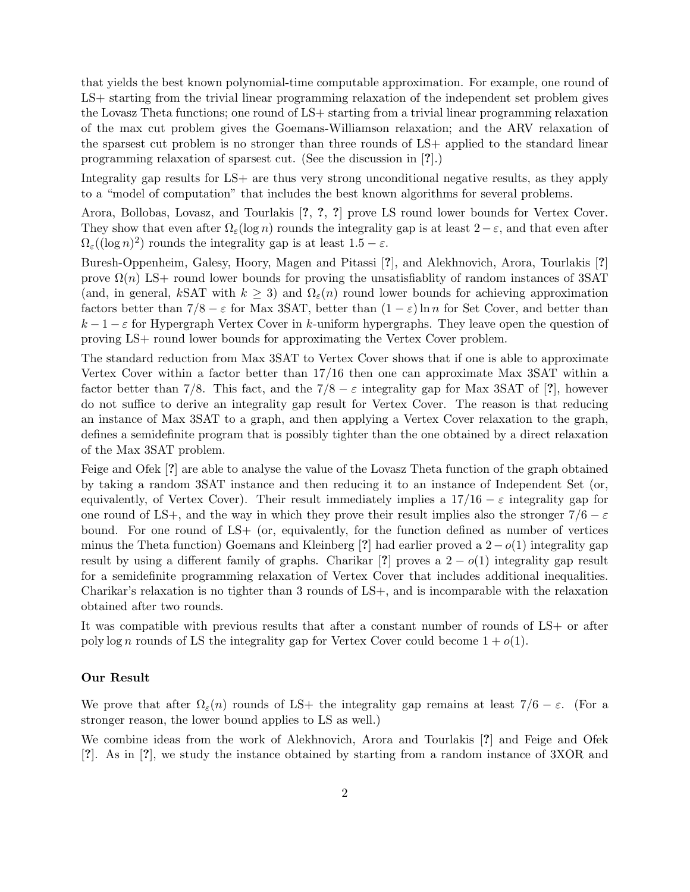that yields the best known polynomial-time computable approximation. For example, one round of LS+ starting from the trivial linear programming relaxation of the independent set problem gives the Lovasz Theta functions; one round of LS+ starting from a trivial linear programming relaxation of the max cut problem gives the Goemans-Williamson relaxation; and the ARV relaxation of the sparsest cut problem is no stronger than three rounds of LS+ applied to the standard linear programming relaxation of sparsest cut. (See the discussion in [?].)

Integrality gap results for LS+ are thus very strong unconditional negative results, as they apply to a "model of computation" that includes the best known algorithms for several problems.

Arora, Bollobas, Lovasz, and Tourlakis [?, ?, ?] prove LS round lower bounds for Vertex Cover. They show that even after $\Omega_\varepsilon(\log n)$ rounds the integrality gap is at least $2-\varepsilon$, and that even after $\Omega_\varepsilon((\log n)^2)$ rounds the integrality gap is at least $1.5-\varepsilon$.

Buresh-Oppenheim, Galesy, Hoory, Magen and Pitassi [?], and Alekhnovich, Arora, Tourlakis [?] prove $\Omega(n)$ LS+ round lower bounds for proving the unsatisfiablity of random instances of 3SAT (and, in general, $k$SAT with $k \geq 3$) and $\Omega_\varepsilon(n)$ round lower bounds for achieving approximation factors better than $7/8-\varepsilon$ for Max 3SAT, better than $(1-\varepsilon)\ln n$ for Set Cover, and better than $k-1-\varepsilon$ for Hypergraph Vertex Cover in $k$-uniform hypergraphs. They leave open the question of proving LS+ round lower bounds for approximating the Vertex Cover problem.

The standard reduction from Max 3SAT to Vertex Cover shows that if one is able to approximate Vertex Cover within a factor better than $17/16$ then one can approximate Max 3SAT within a factor better than $7/8$. This fact, and the $7/8-\varepsilon$ integrality gap for Max 3SAT of [?], however do not suffice to derive an integrality gap result for Vertex Cover. The reason is that reducing an instance of Max 3SAT to a graph, and then applying a Vertex Cover relaxation to the graph, defines a semidefinite program that is possibly tighter than the one obtained by a direct relaxation of the Max 3SAT problem.

Feige and Ofek [?] are able to analyse the value of the Lovasz Theta function of the graph obtained by taking a random 3SAT instance and then reducing it to an instance of Independent Set (or, equivalently, of Vertex Cover). Their result immediately implies a $17/16-\varepsilon$ integrality gap for one round of LS+, and the way in which they prove their result implies also the stronger $7/6-\varepsilon$ bound. For one round of LS+ (or, equivalently, for the function defined as number of vertices minus the Theta function) Goemans and Kleinberg [?] had earlier proved a $2-o(1)$ integrality gap result by using a different family of graphs. Charikar [?] proves a $2-o(1)$ integrality gap result for a semidefinite programming relaxation of Vertex Cover that includes additional inequalities. Charikar's relaxation is no tighter than 3 rounds of LS+, and is incomparable with the relaxation obtained after two rounds.

It was compatible with previous results that after a constant number of rounds of LS+ or after poly $\log n$ rounds of LS the integrality gap for Vertex Cover could become $1+o(1)$.

**Our Result**

We prove that after $\Omega_\varepsilon(n)$ rounds of LS+ the integrality gap remains at least $7/6-\varepsilon$. (For a stronger reason, the lower bound applies to LS as well.)

We combine ideas from the work of Alekhnovich, Arora and Tourlakis [?] and Feige and Ofek [?]. As in [?], we study the instance obtained by starting from a random instance of 3XOR and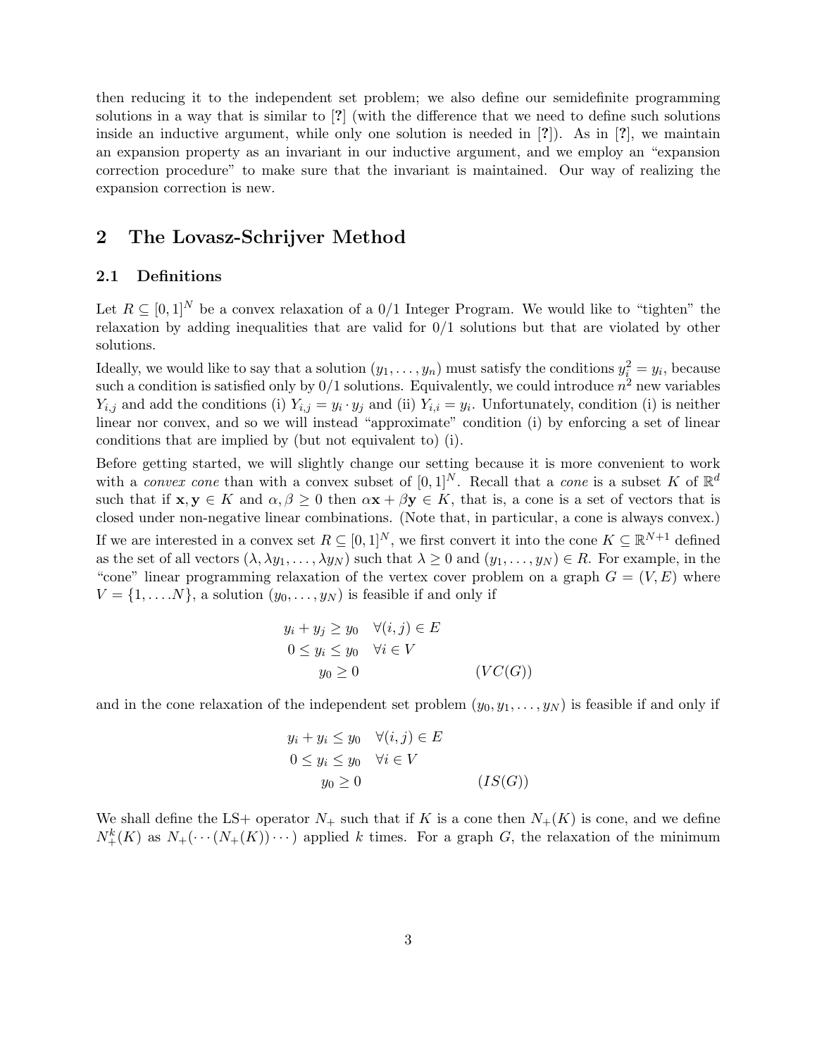then reducing it to the independent set problem; we also define our semidefinite programming solutions in a way that is similar to [?] (with the difference that we need to define such solutions inside an inductive argument, while only one solution is needed in [?]). As in [?], we maintain an expansion property as an invariant in our inductive argument, and we employ an "expansion correction procedure" to make sure that the invariant is maintained. Our way of realizing the expansion correction is new.

## 2 The Lovasz-Schrijver Method

### 2.1 Definitions

Let $R \subseteq [0,1]^N$ be a convex relaxation of a 0/1 Integer Program. We would like to "tighten" the relaxation by adding inequalities that are valid for 0/1 solutions but that are violated by other solutions.

Ideally, we would like to say that a solution $(y_1, \ldots, y_n)$ must satisfy the conditions $y_i^2 = y_i$, because such a condition is satisfied only by 0/1 solutions. Equivalently, we could introduce $n^2$ new variables $Y_{i,j}$ and add the conditions (i) $Y_{i,j} = y_i \cdot y_j$ and (ii) $Y_{i,i} = y_i$. Unfortunately, condition (i) is neither linear nor convex, and so we will instead "approximate" condition (i) by enforcing a set of linear conditions that are implied by (but not equivalent to) (i).

Before getting started, we will slightly change our setting because it is more convenient to work with a *convex cone* than with a convex subset of $[0,1]^N$. Recall that a *cone* is a subset $K$ of $\mathbb{R}^d$ such that if $\mathbf{x}, \mathbf{y} \in K$ and $\alpha, \beta \geq 0$ then $\alpha\mathbf{x} + \beta\mathbf{y} \in K$, that is, a cone is a set of vectors that is closed under non-negative linear combinations. (Note that, in particular, a cone is always convex.)

If we are interested in a convex set $R \subseteq [0,1]^N$, we first convert it into the cone $K \subseteq \mathbb{R}^{N+1}$ defined as the set of all vectors $(\lambda, \lambda y_1, \ldots, \lambda y_N)$ such that $\lambda \geq 0$ and $(y_1, \ldots, y_N) \in R$. For example, in the "cone" linear programming relaxation of the vertex cover problem on a graph $G = (V, E)$ where $V = \{1, \ldots, N\}$, a solution $(y_0, \ldots, y_N)$ is feasible if and only if

$$
\begin{aligned}
y_i + y_j &\geq y_0 \quad \forall (i,j) \in E \\
0 \leq y_i &\leq y_0 \quad \forall i \in V \\
y_0 &\geq 0 \qquad\qquad\qquad (VC(G))
\end{aligned}
$$

and in the cone relaxation of the independent set problem $(y_0, y_1, \ldots, y_N)$ is feasible if and only if

$$
\begin{aligned}
y_i + y_i &\leq y_0 \quad \forall (i,j) \in E \\
0 \leq y_i &\leq y_0 \quad \forall i \in V \\
y_0 &\geq 0 \qquad\qquad\qquad (IS(G))
\end{aligned}
$$

We shall define the LS+ operator $N_+$ such that if $K$ is a cone then $N_+(K)$ is cone, and we define $N_+^k(K)$ as $N_+(\cdots(N_+(K))\cdots)$ applied $k$ times. For a graph $G$, the relaxation of the minimum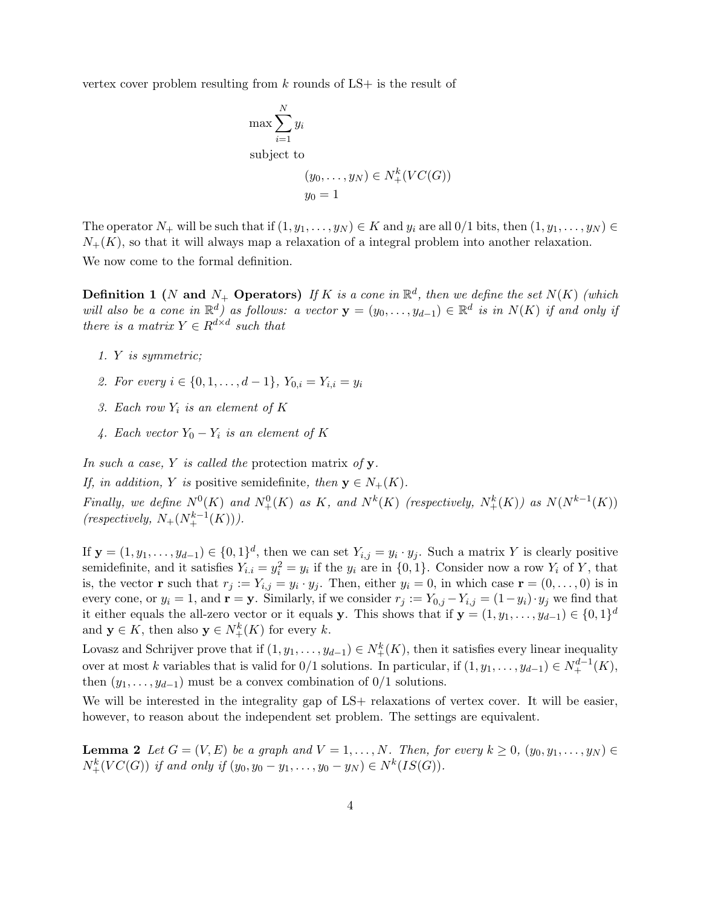vertex cover problem resulting from $k$ rounds of LS+ is the result of

$$\max \sum_{i=1}^{N} y_i$$

subject to

$$(y_0, \ldots, y_N) \in N_+^k(VC(G))$$
$$y_0 = 1$$

The operator $N_+$ will be such that if $(1, y_1, \ldots, y_N) \in K$ and $y_i$ are all 0/1 bits, then $(1, y_1, \ldots, y_N) \in N_+(K)$, so that it will always map a relaxation of a integral problem into another relaxation.

We now come to the formal definition.

**Definition 1 ($N$ and $N_+$ Operators)** *If $K$ is a cone in $\mathbb{R}^d$, then we define the set $N(K)$ (which will also be a cone in $\mathbb{R}^d$) as follows: a vector $\mathbf{y} = (y_0, \ldots, y_{d-1}) \in \mathbb{R}^d$ is in $N(K)$ if and only if there is a matrix $Y \in R^{d \times d}$ such that*

1. *$Y$ is symmetric;*
2. *For every $i \in \{0, 1, \ldots, d-1\}$, $Y_{0,i} = Y_{i,i} = y_i$*
3. *Each row $Y_i$ is an element of $K$*
4. *Each vector $Y_0 - Y_i$ is an element of $K$*

*In such a case, $Y$ is called the* protection matrix *of $\mathbf{y}$.*

*If, in addition, $Y$ is* positive semidefinite*, then $\mathbf{y} \in N_+(K)$.*

*Finally, we define $N^0(K)$ and $N_+^0(K)$ as $K$, and $N^k(K)$ (respectively, $N_+^k(K)$) as $N(N^{k-1}(K))$ (respectively, $N_+(N_+^{k-1}(K))$).*

If $\mathbf{y} = (1, y_1, \ldots, y_{d-1}) \in \{0,1\}^d$, then we can set $Y_{i,j} = y_i \cdot y_j$. Such a matrix $Y$ is clearly positive semidefinite, and it satisfies $Y_{i.i} = y_i^2 = y_i$ if the $y_i$ are in $\{0,1\}$. Consider now a row $Y_i$ of $Y$, that is, the vector $\mathbf{r}$ such that $r_j := Y_{i,j} = y_i \cdot y_j$. Then, either $y_i = 0$, in which case $\mathbf{r} = (0, \ldots, 0)$ is in every cone, or $y_i = 1$, and $\mathbf{r} = \mathbf{y}$. Similarly, if we consider $r_j := Y_{0,j} - Y_{i,j} = (1 - y_i) \cdot y_j$ we find that it either equals the all-zero vector or it equals $\mathbf{y}$. This shows that if $\mathbf{y} = (1, y_1, \ldots, y_{d-1}) \in \{0,1\}^d$ and $\mathbf{y} \in K$, then also $\mathbf{y} \in N_+^k(K)$ for every $k$.

Lovasz and Schrijver prove that if $(1, y_1, \ldots, y_{d-1}) \in N_+^k(K)$, then it satisfies every linear inequality over at most $k$ variables that is valid for 0/1 solutions. In particular, if $(1, y_1, \ldots, y_{d-1}) \in N_+^{d-1}(K)$, then $(y_1, \ldots, y_{d-1})$ must be a convex combination of 0/1 solutions.

We will be interested in the integrality gap of LS+ relaxations of vertex cover. It will be easier, however, to reason about the independent set problem. The settings are equivalent.

**Lemma 2** *Let $G = (V, E)$ be a graph and $V = 1, \ldots, N$. Then, for every $k \geq 0$, $(y_0, y_1, \ldots, y_N) \in N_+^k(VC(G))$ if and only if $(y_0, y_0 - y_1, \ldots, y_0 - y_N) \in N^k(IS(G))$.*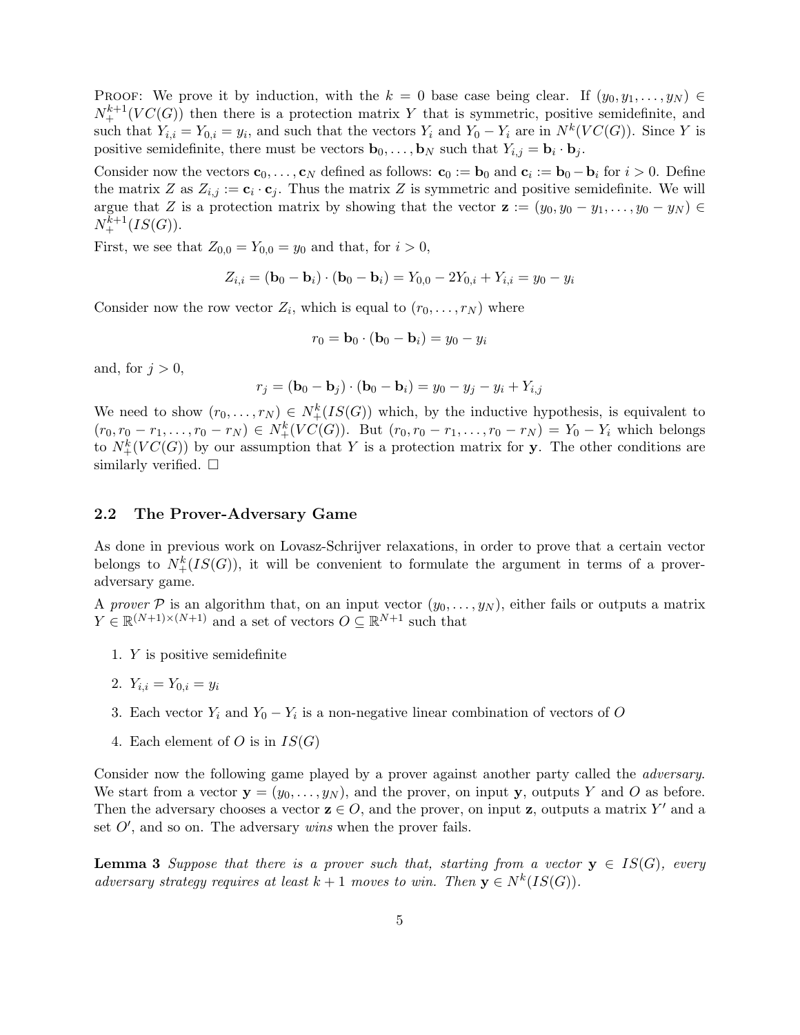PROOF: We prove it by induction, with the $k = 0$ base case being clear. If $(y_0, y_1, \ldots, y_N) \in N_+^{k+1}(VC(G))$ then there is a protection matrix $Y$ that is symmetric, positive semidefinite, and such that $Y_{i,i} = Y_{0,i} = y_i$, and such that the vectors $Y_i$ and $Y_0 - Y_i$ are in $N^k(VC(G))$. Since $Y$ is positive semidefinite, there must be vectors $\mathbf{b}_0, \ldots, \mathbf{b}_N$ such that $Y_{i,j} = \mathbf{b}_i \cdot \mathbf{b}_j$.

Consider now the vectors $\mathbf{c}_0, \ldots, \mathbf{c}_N$ defined as follows: $\mathbf{c}_0 := \mathbf{b}_0$ and $\mathbf{c}_i := \mathbf{b}_0 - \mathbf{b}_i$ for $i > 0$. Define the matrix $Z$ as $Z_{i,j} := \mathbf{c}_i \cdot \mathbf{c}_j$. Thus the matrix $Z$ is symmetric and positive semidefinite. We will argue that $Z$ is a protection matrix by showing that the vector $\mathbf{z} := (y_0, y_0 - y_1, \ldots, y_0 - y_N) \in N_+^{k+1}(IS(G))$.

First, we see that $Z_{0,0} = Y_{0,0} = y_0$ and that, for $i > 0$,

$$Z_{i,i} = (\mathbf{b}_0 - \mathbf{b}_i) \cdot (\mathbf{b}_0 - \mathbf{b}_i) = Y_{0,0} - 2Y_{0,i} + Y_{i,i} = y_0 - y_i$$

Consider now the row vector $Z_i$, which is equal to $(r_0, \ldots, r_N)$ where

$$r_0 = \mathbf{b}_0 \cdot (\mathbf{b}_0 - \mathbf{b}_i) = y_0 - y_i$$

and, for $j > 0$,

$$r_j = (\mathbf{b}_0 - \mathbf{b}_j) \cdot (\mathbf{b}_0 - \mathbf{b}_i) = y_0 - y_j - y_i + Y_{i,j}$$

We need to show $(r_0, \ldots, r_N) \in N_+^k(IS(G))$ which, by the inductive hypothesis, is equivalent to $(r_0, r_0 - r_1, \ldots, r_0 - r_N) \in N_+^k(VC(G))$. But $(r_0, r_0 - r_1, \ldots, r_0 - r_N) = Y_0 - Y_i$ which belongs to $N_+^k(VC(G))$ by our assumption that $Y$ is a protection matrix for $\mathbf{y}$. The other conditions are similarly verified. □

### 2.2 The Prover-Adversary Game

As done in previous work on Lovasz-Schrijver relaxations, in order to prove that a certain vector belongs to $N_+^k(IS(G))$, it will be convenient to formulate the argument in terms of a prover-adversary game.

A *prover* $\mathcal{P}$ is an algorithm that, on an input vector $(y_0, \ldots, y_N)$, either fails or outputs a matrix $Y \in \mathbb{R}^{(N+1)\times(N+1)}$ and a set of vectors $O \subseteq \mathbb{R}^{N+1}$ such that

1. $Y$ is positive semidefinite
2. $Y_{i,i} = Y_{0,i} = y_i$
3. Each vector $Y_i$ and $Y_0 - Y_i$ is a non-negative linear combination of vectors of $O$
4. Each element of $O$ is in $IS(G)$

Consider now the following game played by a prover against another party called the *adversary*. We start from a vector $\mathbf{y} = (y_0, \ldots, y_N)$, and the prover, on input $\mathbf{y}$, outputs $Y$ and $O$ as before. Then the adversary chooses a vector $\mathbf{z} \in O$, and the prover, on input $\mathbf{z}$, outputs a matrix $Y'$ and a set $O'$, and so on. The adversary *wins* when the prover fails.

**Lemma 3** *Suppose that there is a prover such that, starting from a vector $\mathbf{y} \in IS(G)$, every adversary strategy requires at least $k+1$ moves to win. Then $\mathbf{y} \in N^k(IS(G))$.*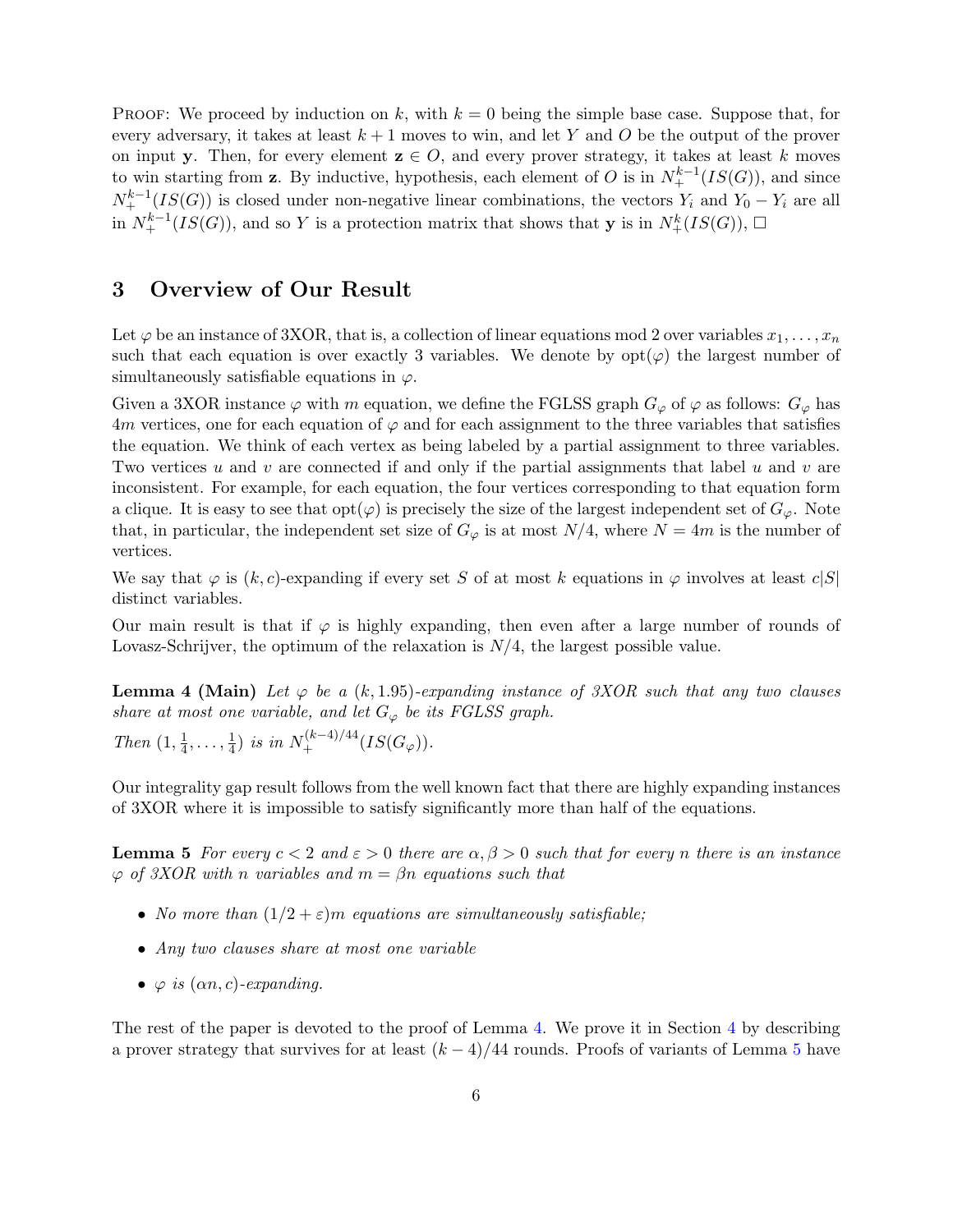PROOF: We proceed by induction on $k$, with $k = 0$ being the simple base case. Suppose that, for every adversary, it takes at least $k+1$ moves to win, and let $Y$ and $O$ be the output of the prover on input $\mathbf{y}$. Then, for every element $\mathbf{z} \in O$, and every prover strategy, it takes at least $k$ moves to win starting from $\mathbf{z}$. By inductive, hypothesis, each element of $O$ is in $N_+^{k-1}(IS(G))$, and since $N_+^{k-1}(IS(G))$ is closed under non-negative linear combinations, the vectors $Y_i$ and $Y_0 - Y_i$ are all in $N_+^{k-1}(IS(G))$, and so $Y$ is a protection matrix that shows that $\mathbf{y}$ is in $N_+^k(IS(G))$, $\Box$

## 3 Overview of Our Result

Let $\varphi$ be an instance of 3XOR, that is, a collection of linear equations mod 2 over variables $x_1, \ldots, x_n$ such that each equation is over exactly 3 variables. We denote by $\text{opt}(\varphi)$ the largest number of simultaneously satisfiable equations in $\varphi$.

Given a 3XOR instance $\varphi$ with $m$ equation, we define the FGLSS graph $G_\varphi$ of $\varphi$ as follows: $G_\varphi$ has $4m$ vertices, one for each equation of $\varphi$ and for each assignment to the three variables that satisfies the equation. We think of each vertex as being labeled by a partial assignment to three variables. Two vertices $u$ and $v$ are connected if and only if the partial assignments that label $u$ and $v$ are inconsistent. For example, for each equation, the four vertices corresponding to that equation form a clique. It is easy to see that $\text{opt}(\varphi)$ is precisely the size of the largest independent set of $G_\varphi$. Note that, in particular, the independent set size of $G_\varphi$ is at most $N/4$, where $N = 4m$ is the number of vertices.

We say that $\varphi$ is $(k, c)$-expanding if every set $S$ of at most $k$ equations in $\varphi$ involves at least $c|S|$ distinct variables.

Our main result is that if $\varphi$ is highly expanding, then even after a large number of rounds of Lovasz-Schrijver, the optimum of the relaxation is $N/4$, the largest possible value.

**Lemma 4 (Main)** *Let $\varphi$ be a $(k, 1.95)$-expanding instance of 3XOR such that any two clauses share at most one variable, and let $G_\varphi$ be its FGLSS graph.*

*Then $(1, \frac{1}{4}, \ldots, \frac{1}{4})$ is in $N_+^{(k-4)/44}(IS(G_\varphi))$.*

Our integrality gap result follows from the well known fact that there are highly expanding instances of 3XOR where it is impossible to satisfy significantly more than half of the equations.

**Lemma 5** *For every $c < 2$ and $\varepsilon > 0$ there are $\alpha, \beta > 0$ such that for every $n$ there is an instance $\varphi$ of 3XOR with $n$ variables and $m = \beta n$ equations such that*

- *No more than $(1/2 + \varepsilon)m$ equations are simultaneously satisfiable;*
- *Any two clauses share at most one variable*
- *$\varphi$ is $(\alpha n, c)$-expanding.*

The rest of the paper is devoted to the proof of Lemma 4. We prove it in Section 4 by describing a prover strategy that survives for at least $(k-4)/44$ rounds. Proofs of variants of Lemma 5 have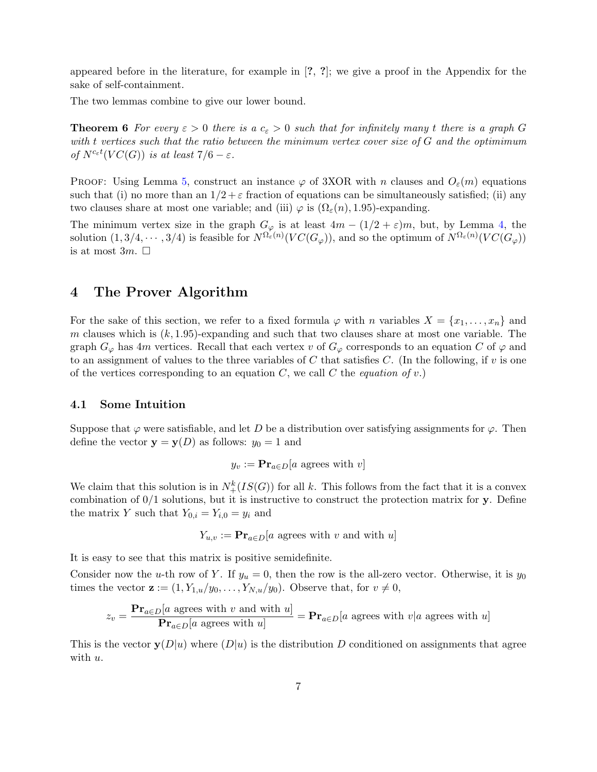appeared before in the literature, for example in [?, ?]; we give a proof in the Appendix for the sake of self-containment.

The two lemmas combine to give our lower bound.

**Theorem 6** *For every $\varepsilon > 0$ there is a $c_\varepsilon > 0$ such that for infinitely many $t$ there is a graph $G$ with $t$ vertices such that the ratio between the minimum vertex cover size of $G$ and the optimimum of $N^{c_\varepsilon t}(VC(G))$ is at least $7/6 - \varepsilon$.*

PROOF: Using Lemma 5, construct an instance $\varphi$ of 3XOR with $n$ clauses and $O_\varepsilon(m)$ equations such that (i) no more than an $1/2 + \varepsilon$ fraction of equations can be simultaneously satisfied; (ii) any two clauses share at most one variable; and (iii) $\varphi$ is $(\Omega_\varepsilon(n), 1.95)$-expanding.

The minimum vertex size in the graph $G_\varphi$ is at least $4m - (1/2 + \varepsilon)m$, but, by Lemma 4, the solution $(1, 3/4, \cdots, 3/4)$ is feasible for $N^{\Omega_\varepsilon(n)}(VC(G_\varphi))$, and so the optimum of $N^{\Omega_\varepsilon(n)}(VC(G_\varphi))$ is at most $3m$. $\square$

## 4 The Prover Algorithm

For the sake of this section, we refer to a fixed formula $\varphi$ with $n$ variables $X = \{x_1, \ldots, x_n\}$ and $m$ clauses which is $(k, 1.95)$-expanding and such that two clauses share at most one variable. The graph $G_\varphi$ has $4m$ vertices. Recall that each vertex $v$ of $G_\varphi$ corresponds to an equation $C$ of $\varphi$ and to an assignment of values to the three variables of $C$ that satisfies $C$. (In the following, if $v$ is one of the vertices corresponding to an equation $C$, we call $C$ the *equation of* $v$.)

### 4.1 Some Intuition

Suppose that $\varphi$ were satisfiable, and let $D$ be a distribution over satisfying assignments for $\varphi$. Then define the vector $\mathbf{y} = \mathbf{y}(D)$ as follows: $y_0 = 1$ and

$$y_v := \mathbf{Pr}_{a \in D}[a \text{ agrees with } v]$$

We claim that this solution is in $N_+^k(IS(G))$ for all $k$. This follows from the fact that it is a convex combination of 0/1 solutions, but it is instructive to construct the protection matrix for $\mathbf{y}$. Define the matrix $Y$ such that $Y_{0,i} = Y_{i,0} = y_i$ and

$$Y_{u,v} := \mathbf{Pr}_{a \in D}[a \text{ agrees with } v \text{ and with } u]$$

It is easy to see that this matrix is positive semidefinite.

Consider now the $u$-th row of $Y$. If $y_u = 0$, then the row is the all-zero vector. Otherwise, it is $y_0$ times the vector $\mathbf{z} := (1, Y_{1,u}/y_0, \ldots, Y_{N,u}/y_0)$. Observe that, for $v \neq 0$,

$$z_v = \frac{\mathbf{Pr}_{a \in D}[a \text{ agrees with } v \text{ and with } u]}{\mathbf{Pr}_{a \in D}[a \text{ agrees with } u]} = \mathbf{Pr}_{a \in D}[a \text{ agrees with } v | a \text{ agrees with } u]$$

This is the vector $\mathbf{y}(D|u)$ where $(D|u)$ is the distribution $D$ conditioned on assignments that agree with $u$.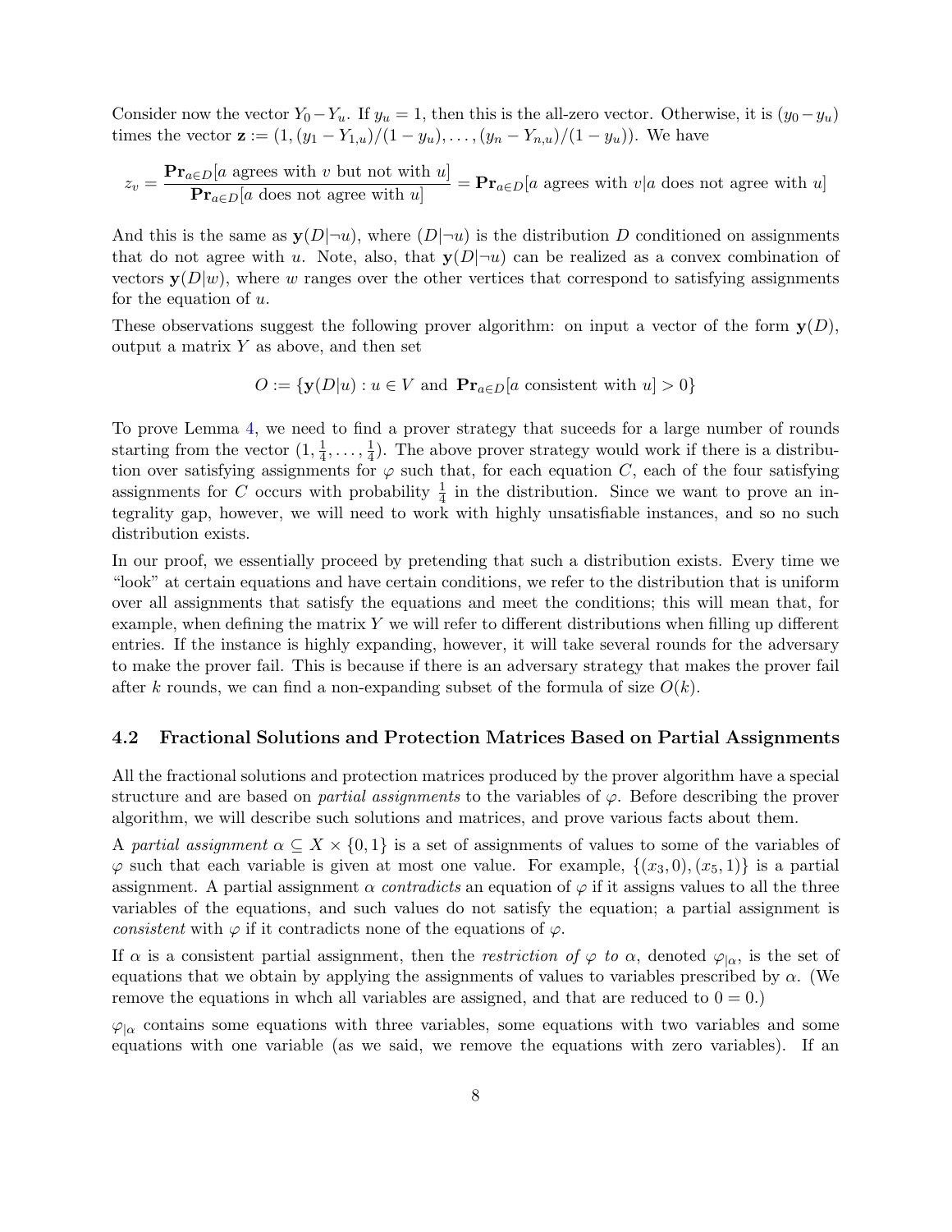Consider now the vector $Y_0 - Y_u$. If $y_u = 1$, then this is the all-zero vector. Otherwise, it is $(y_0 - y_u)$ times the vector $\mathbf{z} := (1, (y_1 - Y_{1,u})/(1 - y_u), \ldots, (y_n - Y_{n,u})/(1 - y_u))$. We have

$$z_v = \frac{\mathbf{Pr}_{a \in D}[a \text{ agrees with } v \text{ but not with } u]}{\mathbf{Pr}_{a \in D}[a \text{ does not agree with } u]} = \mathbf{Pr}_{a \in D}[a \text{ agrees with } v | a \text{ does not agree with } u]$$

And this is the same as $\mathbf{y}(D|\neg u)$, where $(D|\neg u)$ is the distribution $D$ conditioned on assignments that do not agree with $u$. Note, also, that $\mathbf{y}(D|\neg u)$ can be realized as a convex combination of vectors $\mathbf{y}(D|w)$, where $w$ ranges over the other vertices that correspond to satisfying assignments for the equation of $u$.

These observations suggest the following prover algorithm: on input a vector of the form $\mathbf{y}(D)$, output a matrix $Y$ as above, and then set

$$O := \{\mathbf{y}(D|u) : u \in V \text{ and } \mathbf{Pr}_{a \in D}[a \text{ consistent with } u] > 0\}$$

To prove Lemma 4, we need to find a prover strategy that suceeds for a large number of rounds starting from the vector $(1, \frac{1}{4}, \ldots, \frac{1}{4})$. The above prover strategy would work if there is a distribution over satisfying assignments for $\varphi$ such that, for each equation $C$, each of the four satisfying assignments for $C$ occurs with probability $\frac{1}{4}$ in the distribution. Since we want to prove an integrality gap, however, we will need to work with highly unsatisfiable instances, and so no such distribution exists.

In our proof, we essentially proceed by pretending that such a distribution exists. Every time we "look" at certain equations and have certain conditions, we refer to the distribution that is uniform over all assignments that satisfy the equations and meet the conditions; this will mean that, for example, when defining the matrix $Y$ we will refer to different distributions when filling up different entries. If the instance is highly expanding, however, it will take several rounds for the adversary to make the prover fail. This is because if there is an adversary strategy that makes the prover fail after $k$ rounds, we can find a non-expanding subset of the formula of size $O(k)$.

## 4.2 Fractional Solutions and Protection Matrices Based on Partial Assignments

All the fractional solutions and protection matrices produced by the prover algorithm have a special structure and are based on *partial assignments* to the variables of $\varphi$. Before describing the prover algorithm, we will describe such solutions and matrices, and prove various facts about them.

A *partial assignment* $\alpha \subseteq X \times \{0, 1\}$ is a set of assignments of values to some of the variables of $\varphi$ such that each variable is given at most one value. For example, $\{(x_3, 0), (x_5, 1)\}$ is a partial assignment. A partial assignment $\alpha$ *contradicts* an equation of $\varphi$ if it assigns values to all the three variables of the equations, and such values do not satisfy the equation; a partial assignment is *consistent* with $\varphi$ if it contradicts none of the equations of $\varphi$.

If $\alpha$ is a consistent partial assignment, then the *restriction of* $\varphi$ *to* $\alpha$, denoted $\varphi_{|\alpha}$, is the set of equations that we obtain by applying the assignments of values to variables prescribed by $\alpha$. (We remove the equations in whch all variables are assigned, and that are reduced to $0 = 0$.)

$\varphi_{|\alpha}$ contains some equations with three variables, some equations with two variables and some equations with one variable (as we said, we remove the equations with zero variables). If an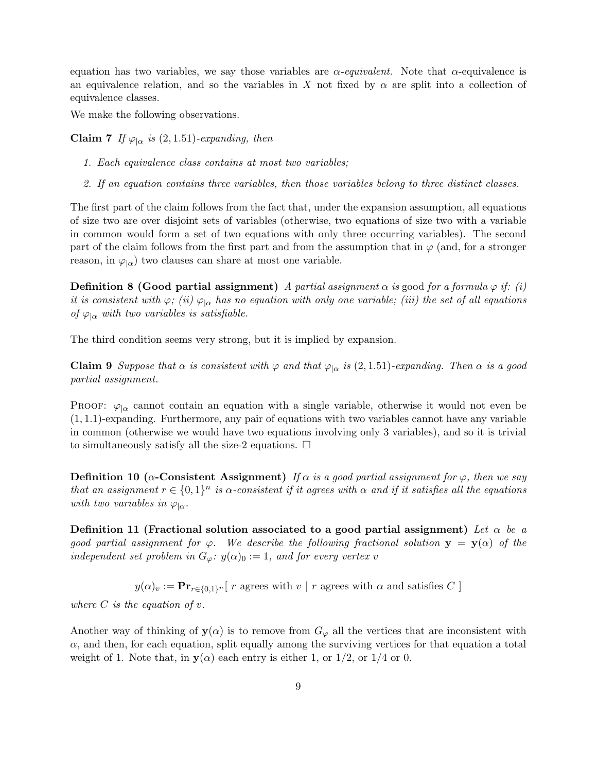equation has two variables, we say those variables are $\alpha$-*equivalent*. Note that $\alpha$-equivalence is an equivalence relation, and so the variables in $X$ not fixed by $\alpha$ are split into a collection of equivalence classes.

We make the following observations.

**Claim 7** *If $\varphi_{|\alpha}$ is $(2, 1.51)$-expanding, then*

1. *Each equivalence class contains at most two variables;*
2. *If an equation contains three variables, then those variables belong to three distinct classes.*

The first part of the claim follows from the fact that, under the expansion assumption, all equations of size two are over disjoint sets of variables (otherwise, two equations of size two with a variable in common would form a set of two equations with only three occurring variables). The second part of the claim follows from the first part and from the assumption that in $\varphi$ (and, for a stronger reason, in $\varphi_{|\alpha}$) two clauses can share at most one variable.

**Definition 8 (Good partial assignment)** *A partial assignment $\alpha$ is* good *for a formula $\varphi$ if: (i) it is consistent with $\varphi$; (ii) $\varphi_{|\alpha}$ has no equation with only one variable; (iii) the set of all equations of $\varphi_{|\alpha}$ with two variables is satisfiable.*

The third condition seems very strong, but it is implied by expansion.

**Claim 9** *Suppose that $\alpha$ is consistent with $\varphi$ and that $\varphi_{|\alpha}$ is $(2, 1.51)$-expanding. Then $\alpha$ is a good partial assignment.*

PROOF: $\varphi_{|\alpha}$ cannot contain an equation with a single variable, otherwise it would not even be $(1, 1.1)$-expanding. Furthermore, any pair of equations with two variables cannot have any variable in common (otherwise we would have two equations involving only 3 variables), and so it is trivial to simultaneously satisfy all the size-2 equations. $\square$

**Definition 10 ($\alpha$-Consistent Assignment)** *If $\alpha$ is a good partial assignment for $\varphi$, then we say that an assignment $r \in \{0, 1\}^n$ is $\alpha$-consistent if it agrees with $\alpha$ and if it satisfies all the equations with two variables in $\varphi_{|\alpha}$.*

**Definition 11 (Fractional solution associated to a good partial assignment)** *Let $\alpha$ be a good partial assignment for $\varphi$. We describe the following fractional solution $\mathbf{y} = \mathbf{y}(\alpha)$ of the independent set problem in $G_\varphi$: $y(\alpha)_0 := 1$, and for every vertex $v$*

$$y(\alpha)_v := \mathbf{Pr}_{r \in \{0,1\}^n}[\ r \text{ agrees with } v \mid r \text{ agrees with } \alpha \text{ and satisfies } C\ ]$$

*where $C$ is the equation of $v$.*

Another way of thinking of $\mathbf{y}(\alpha)$ is to remove from $G_\varphi$ all the vertices that are inconsistent with $\alpha$, and then, for each equation, split equally among the surviving vertices for that equation a total weight of 1. Note that, in $\mathbf{y}(\alpha)$ each entry is either 1, or $1/2$, or $1/4$ or 0.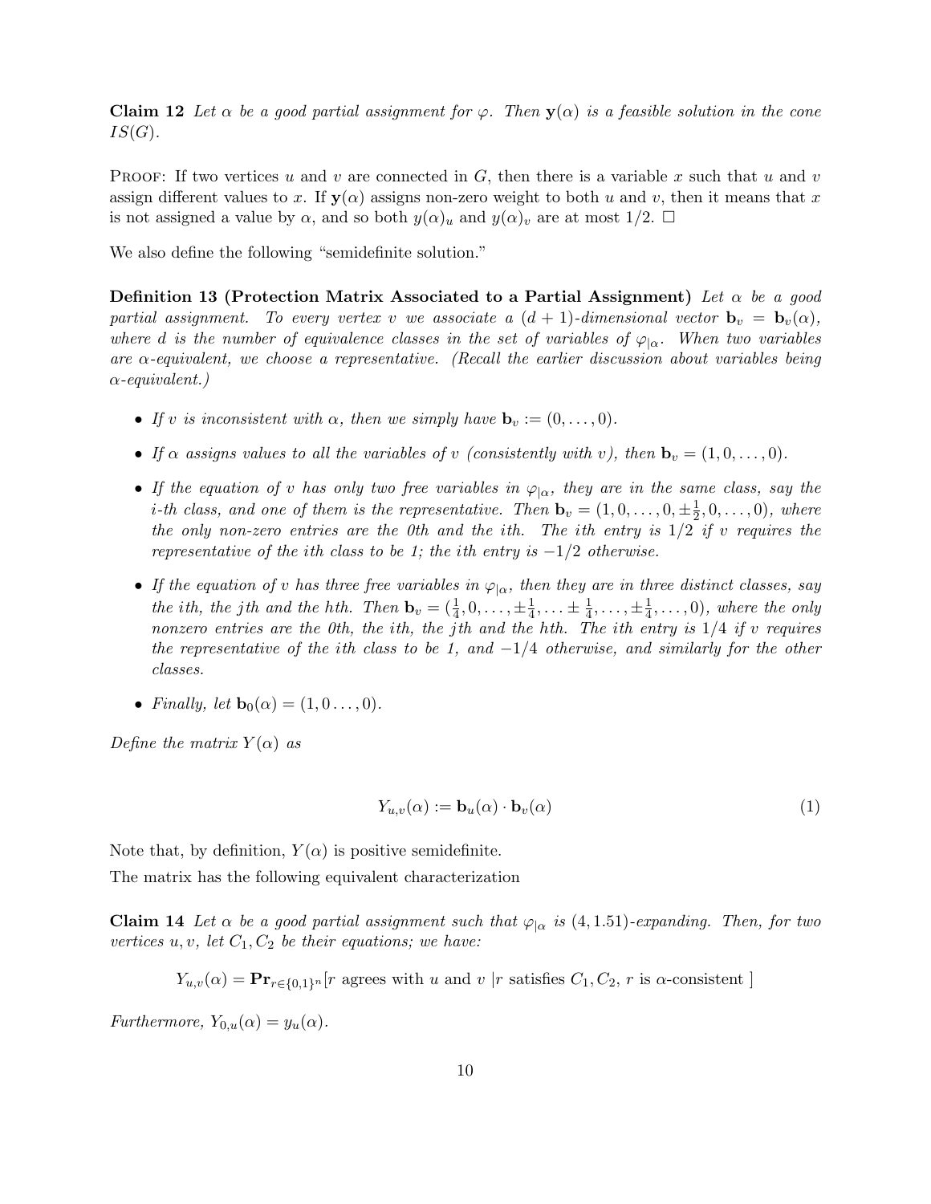**Claim 12** *Let $\alpha$ be a good partial assignment for $\varphi$. Then $\mathbf{y}(\alpha)$ is a feasible solution in the cone $IS(G)$.*

Proof: If two vertices $u$ and $v$ are connected in $G$, then there is a variable $x$ such that $u$ and $v$ assign different values to $x$. If $\mathbf{y}(\alpha)$ assigns non-zero weight to both $u$ and $v$, then it means that $x$ is not assigned a value by $\alpha$, and so both $y(\alpha)_u$ and $y(\alpha)_v$ are at most 1/2. □

We also define the following "semidefinite solution."

**Definition 13 (Protection Matrix Associated to a Partial Assignment)** *Let $\alpha$ be a good partial assignment. To every vertex $v$ we associate a $(d+1)$-dimensional vector $\mathbf{b}_v = \mathbf{b}_v(\alpha)$, where $d$ is the number of equivalence classes in the set of variables of $\varphi_{|\alpha}$. When two variables are $\alpha$-equivalent, we choose a representative. (Recall the earlier discussion about variables being $\alpha$-equivalent.)*

- *If $v$ is inconsistent with $\alpha$, then we simply have $\mathbf{b}_v := (0, \ldots, 0)$.*
- *If $\alpha$ assigns values to all the variables of $v$ (consistently with $v$), then $\mathbf{b}_v = (1, 0, \ldots, 0)$.*
- *If the equation of $v$ has only two free variables in $\varphi_{|\alpha}$, they are in the same class, say the $i$-th class, and one of them is the representative. Then $\mathbf{b}_v = (1, 0, \ldots, 0, \pm\frac{1}{2}, 0, \ldots, 0)$, where the only non-zero entries are the 0th and the $i$th. The $i$th entry is 1/2 if $v$ requires the representative of the $i$th class to be 1; the $i$th entry is $-1/2$ otherwise.*
- *If the equation of $v$ has three free variables in $\varphi_{|\alpha}$, then they are in three distinct classes, say the $i$th, the $j$th and the $h$th. Then $\mathbf{b}_v = (\frac{1}{4}, 0, \ldots, \pm\frac{1}{4}, \ldots \pm\frac{1}{4}, \ldots, \pm\frac{1}{4}, \ldots, 0)$, where the only nonzero entries are the 0th, the $i$th, the $j$th and the $h$th. The $i$th entry is 1/4 if $v$ requires the representative of the $i$th class to be 1, and $-1/4$ otherwise, and similarly for the other classes.*
- *Finally, let $\mathbf{b}_0(\alpha) = (1, 0 \ldots, 0)$.*

*Define the matrix $Y(\alpha)$ as*

$$Y_{u,v}(\alpha) := \mathbf{b}_u(\alpha) \cdot \mathbf{b}_v(\alpha) \tag{1}$$

Note that, by definition, $Y(\alpha)$ is positive semidefinite.

The matrix has the following equivalent characterization

**Claim 14** *Let $\alpha$ be a good partial assignment such that $\varphi_{|\alpha}$ is $(4, 1.51)$-expanding. Then, for two vertices $u, v$, let $C_1, C_2$ be their equations; we have:*

$$Y_{u,v}(\alpha) = \mathbf{Pr}_{r\in\{0,1\}^n}[r \text{ agrees with } u \text{ and } v \mid r \text{ satisfies } C_1, C_2,\ r \text{ is } \alpha\text{-consistent}]$$

*Furthermore, $Y_{0,u}(\alpha) = y_u(\alpha)$.*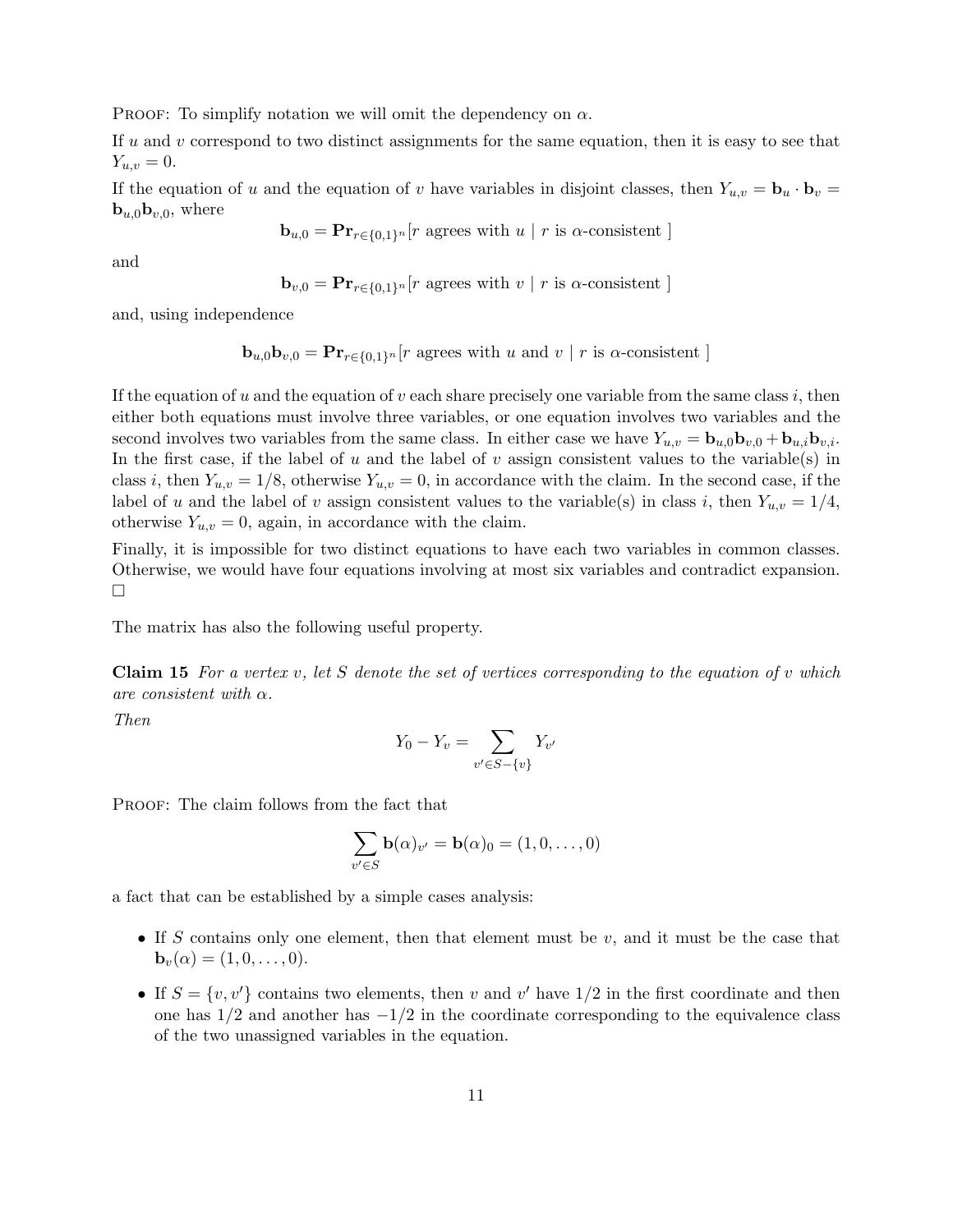PROOF: To simplify notation we will omit the dependency on $\alpha$.

If $u$ and $v$ correspond to two distinct assignments for the same equation, then it is easy to see that $Y_{u,v} = 0$.

If the equation of $u$ and the equation of $v$ have variables in disjoint classes, then $Y_{u,v} = \mathbf{b}_u \cdot \mathbf{b}_v = \mathbf{b}_{u,0}\mathbf{b}_{v,0}$, where

$$\mathbf{b}_{u,0} = \mathbf{Pr}_{r\in\{0,1\}^n}[r \text{ agrees with } u \mid r \text{ is } \alpha\text{-consistent }]$$

and

$$\mathbf{b}_{v,0} = \mathbf{Pr}_{r\in\{0,1\}^n}[r \text{ agrees with } v \mid r \text{ is } \alpha\text{-consistent }]$$

and, using independence

$$\mathbf{b}_{u,0}\mathbf{b}_{v,0} = \mathbf{Pr}_{r\in\{0,1\}^n}[r \text{ agrees with } u \text{ and } v \mid r \text{ is } \alpha\text{-consistent }]$$

If the equation of $u$ and the equation of $v$ each share precisely one variable from the same class $i$, then either both equations must involve three variables, or one equation involves two variables and the second involves two variables from the same class. In either case we have $Y_{u,v} = \mathbf{b}_{u,0}\mathbf{b}_{v,0} + \mathbf{b}_{u,i}\mathbf{b}_{v,i}$. In the first case, if the label of $u$ and the label of $v$ assign consistent values to the variable(s) in class $i$, then $Y_{u,v} = 1/8$, otherwise $Y_{u,v} = 0$, in accordance with the claim. In the second case, if the label of $u$ and the label of $v$ assign consistent values to the variable(s) in class $i$, then $Y_{u,v} = 1/4$, otherwise $Y_{u,v} = 0$, again, in accordance with the claim.

Finally, it is impossible for two distinct equations to have each two variables in common classes. Otherwise, we would have four equations involving at most six variables and contradict expansion. □

The matrix has also the following useful property.

**Claim 15** *For a vertex $v$, let $S$ denote the set of vertices corresponding to the equation of $v$ which are consistent with $\alpha$.*

*Then*

$$Y_0 - Y_v = \sum_{v'\in S-\{v\}} Y_{v'}$$

PROOF: The claim follows from the fact that

$$\sum_{v'\in S} \mathbf{b}(\alpha)_{v'} = \mathbf{b}(\alpha)_0 = (1, 0, \dots, 0)$$

a fact that can be established by a simple cases analysis:

- If $S$ contains only one element, then that element must be $v$, and it must be the case that $\mathbf{b}_v(\alpha) = (1, 0, \dots, 0)$.
- If $S = \{v, v'\}$ contains two elements, then $v$ and $v'$ have $1/2$ in the first coordinate and then one has $1/2$ and another has $-1/2$ in the coordinate corresponding to the equivalence class of the two unassigned variables in the equation.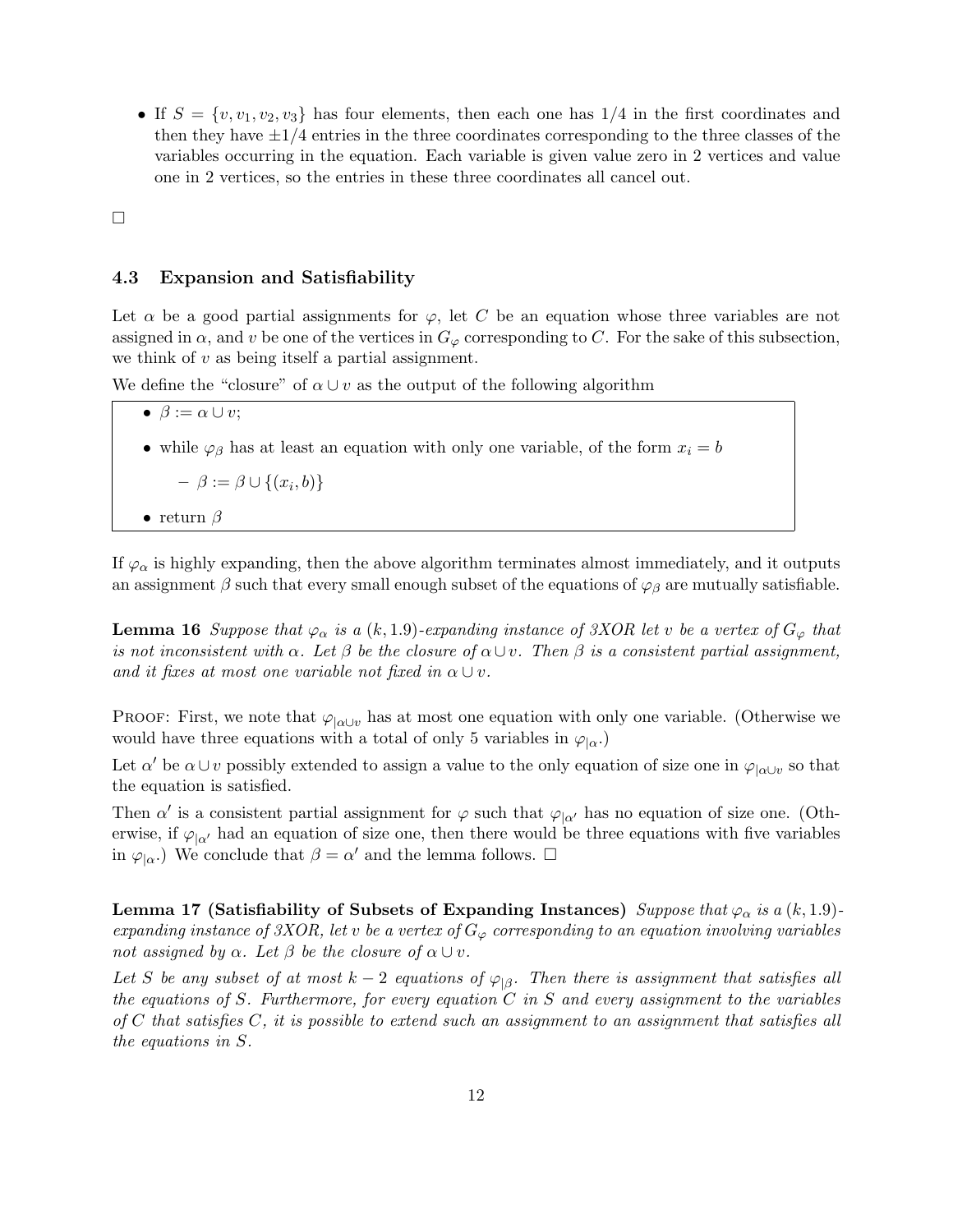- If $S = \{v, v_1, v_2, v_3\}$ has four elements, then each one has $1/4$ in the first coordinates and then they have $\pm 1/4$ entries in the three coordinates corresponding to the three classes of the variables occurring in the equation. Each variable is given value zero in 2 vertices and value one in 2 vertices, so the entries in these three coordinates all cancel out.

□

### 4.3 Expansion and Satisfiability

Let $\alpha$ be a good partial assignments for $\varphi$, let $C$ be an equation whose three variables are not assigned in $\alpha$, and $v$ be one of the vertices in $G_\varphi$ corresponding to $C$. For the sake of this subsection, we think of $v$ as being itself a partial assignment.

We define the "closure" of $\alpha \cup v$ as the output of the following algorithm

- $\beta := \alpha \cup v$;
- while $\varphi_\beta$ has at least an equation with only one variable, of the form $x_i = b$
  - $\beta := \beta \cup \{(x_i, b)\}$
- return $\beta$

If $\varphi_\alpha$ is highly expanding, then the above algorithm terminates almost immediately, and it outputs an assignment $\beta$ such that every small enough subset of the equations of $\varphi_\beta$ are mutually satisfiable.

**Lemma 16** *Suppose that $\varphi_\alpha$ is a $(k, 1.9)$-expanding instance of 3XOR let $v$ be a vertex of $G_\varphi$ that is not inconsistent with $\alpha$. Let $\beta$ be the closure of $\alpha \cup v$. Then $\beta$ is a consistent partial assignment, and it fixes at most one variable not fixed in $\alpha \cup v$.*

Proof: First, we note that $\varphi_{|\alpha\cup v}$ has at most one equation with only one variable. (Otherwise we would have three equations with a total of only 5 variables in $\varphi_{|\alpha}$.)

Let $\alpha'$ be $\alpha \cup v$ possibly extended to assign a value to the only equation of size one in $\varphi_{|\alpha\cup v}$ so that the equation is satisfied.

Then $\alpha'$ is a consistent partial assignment for $\varphi$ such that $\varphi_{|\alpha'}$ has no equation of size one. (Otherwise, if $\varphi_{|\alpha'}$ had an equation of size one, then there would be three equations with five variables in $\varphi_{|\alpha}$.) We conclude that $\beta = \alpha'$ and the lemma follows. □

**Lemma 17 (Satisfiability of Subsets of Expanding Instances)** *Suppose that $\varphi_\alpha$ is a $(k, 1.9)$-expanding instance of 3XOR, let $v$ be a vertex of $G_\varphi$ corresponding to an equation involving variables not assigned by $\alpha$. Let $\beta$ be the closure of $\alpha \cup v$.*

*Let $S$ be any subset of at most $k - 2$ equations of $\varphi_{|\beta}$. Then there is assignment that satisfies all the equations of $S$. Furthermore, for every equation $C$ in $S$ and every assignment to the variables of $C$ that satisfies $C$, it is possible to extend such an assignment to an assignment that satisfies all the equations in $S$.*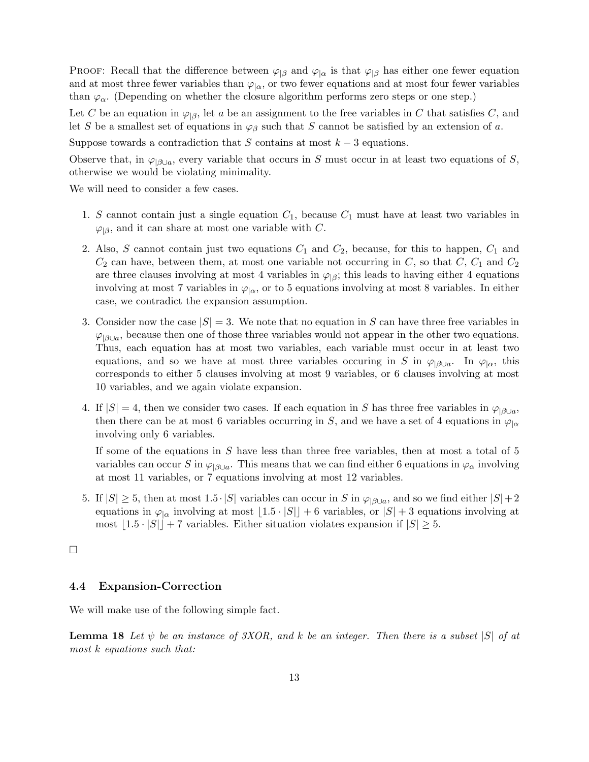PROOF: Recall that the difference between $\varphi_{|\beta}$ and $\varphi_{|\alpha}$ is that $\varphi_{|\beta}$ has either one fewer equation and at most three fewer variables than $\varphi_{|\alpha}$, or two fewer equations and at most four fewer variables than $\varphi_{\alpha}$. (Depending on whether the closure algorithm performs zero steps or one step.)

Let $C$ be an equation in $\varphi_{|\beta}$, let $a$ be an assignment to the free variables in $C$ that satisfies $C$, and let $S$ be a smallest set of equations in $\varphi_{\beta}$ such that $S$ cannot be satisfied by an extension of $a$.

Suppose towards a contradiction that $S$ contains at most $k-3$ equations.

Observe that, in $\varphi_{|\beta \cup a}$, every variable that occurs in $S$ must occur in at least two equations of $S$, otherwise we would be violating minimality.

We will need to consider a few cases.

1. $S$ cannot contain just a single equation $C_1$, because $C_1$ must have at least two variables in $\varphi_{|\beta}$, and it can share at most one variable with $C$.
2. Also, $S$ cannot contain just two equations $C_1$ and $C_2$, because, for this to happen, $C_1$ and $C_2$ can have, between them, at most one variable not occurring in $C$, so that $C$, $C_1$ and $C_2$ are three clauses involving at most 4 variables in $\varphi_{|\beta}$; this leads to having either 4 equations involving at most 7 variables in $\varphi_{|\alpha}$, or to 5 equations involving at most 8 variables. In either case, we contradict the expansion assumption.
3. Consider now the case $|S| = 3$. We note that no equation in $S$ can have three free variables in $\varphi_{|\beta \cup a}$, because then one of those three variables would not appear in the other two equations. Thus, each equation has at most two variables, each variable must occur in at least two equations, and so we have at most three variables occuring in $S$ in $\varphi_{|\beta \cup a}$. In $\varphi_{|\alpha}$, this corresponds to either 5 clauses involving at most 9 variables, or 6 clauses involving at most 10 variables, and we again violate expansion.
4. If $|S| = 4$, then we consider two cases. If each equation in $S$ has three free variables in $\varphi_{|\beta \cup a}$, then there can be at most 6 variables occurring in $S$, and we have a set of 4 equations in $\varphi_{|\alpha}$ involving only 6 variables.

   If some of the equations in $S$ have less than three free variables, then at most a total of 5 variables can occur $S$ in $\varphi_{|\beta \cup a}$. This means that we can find either 6 equations in $\varphi_{\alpha}$ involving at most 11 variables, or 7 equations involving at most 12 variables.
5. If $|S| \geq 5$, then at most $1.5 \cdot |S|$ variables can occur in $S$ in $\varphi_{|\beta \cup a}$, and so we find either $|S| + 2$ equations in $\varphi_{|\alpha}$ involving at most $\lfloor 1.5 \cdot |S| \rfloor + 6$ variables, or $|S| + 3$ equations involving at most $\lfloor 1.5 \cdot |S| \rfloor + 7$ variables. Either situation violates expansion if $|S| \geq 5$.

□

### 4.4 Expansion-Correction

We will make use of the following simple fact.

**Lemma 18** *Let $\psi$ be an instance of 3XOR, and $k$ be an integer. Then there is a subset $|S|$ of at most $k$ equations such that:*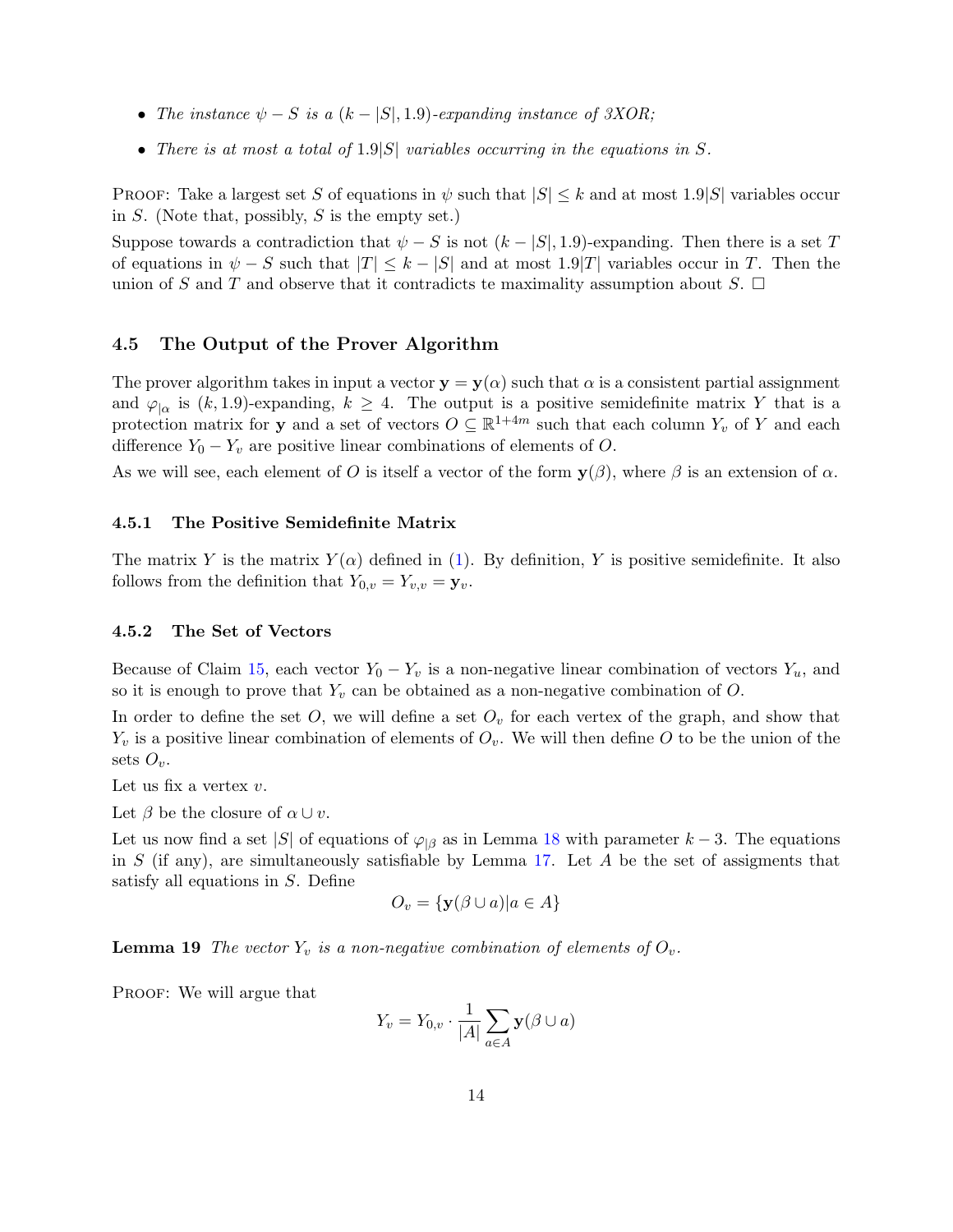- *The instance $\psi - S$ is a $(k - |S|, 1.9)$-expanding instance of 3XOR;*
- *There is at most a total of $1.9|S|$ variables occurring in the equations in $S$.*

Proof: Take a largest set $S$ of equations in $\psi$ such that $|S| \leq k$ and at most $1.9|S|$ variables occur in $S$. (Note that, possibly, $S$ is the empty set.)

Suppose towards a contradiction that $\psi - S$ is not $(k - |S|, 1.9)$-expanding. Then there is a set $T$ of equations in $\psi - S$ such that $|T| \leq k - |S|$ and at most $1.9|T|$ variables occur in $T$. Then the union of $S$ and $T$ and observe that it contradicts te maximality assumption about $S$. □

## 4.5 The Output of the Prover Algorithm

The prover algorithm takes in input a vector $\mathbf{y} = \mathbf{y}(\alpha)$ such that $\alpha$ is a consistent partial assignment and $\varphi_{|\alpha}$ is $(k, 1.9)$-expanding, $k \geq 4$. The output is a positive semidefinite matrix $Y$ that is a protection matrix for $\mathbf{y}$ and a set of vectors $O \subseteq \mathbb{R}^{1+4m}$ such that each column $Y_v$ of $Y$ and each difference $Y_0 - Y_v$ are positive linear combinations of elements of $O$.

As we will see, each element of $O$ is itself a vector of the form $\mathbf{y}(\beta)$, where $\beta$ is an extension of $\alpha$.

### 4.5.1 The Positive Semidefinite Matrix

The matrix $Y$ is the matrix $Y(\alpha)$ defined in (1). By definition, $Y$ is positive semidefinite. It also follows from the definition that $Y_{0,v} = Y_{v,v} = \mathbf{y}_v$.

### 4.5.2 The Set of Vectors

Because of Claim 15, each vector $Y_0 - Y_v$ is a non-negative linear combination of vectors $Y_u$, and so it is enough to prove that $Y_v$ can be obtained as a non-negative combination of $O$.

In order to define the set $O$, we will define a set $O_v$ for each vertex of the graph, and show that $Y_v$ is a positive linear combination of elements of $O_v$. We will then define $O$ to be the union of the sets $O_v$.

Let us fix a vertex $v$.

Let $\beta$ be the closure of $\alpha \cup v$.

Let us now find a set $|S|$ of equations of $\varphi_{|\beta}$ as in Lemma 18 with parameter $k - 3$. The equations in $S$ (if any), are simultaneously satisfiable by Lemma 17. Let $A$ be the set of assigments that satisfy all equations in $S$. Define

$$O_v = \{\mathbf{y}(\beta \cup a) | a \in A\}$$

**Lemma 19** *The vector $Y_v$ is a non-negative combination of elements of $O_v$.*

Proof: We will argue that

$$Y_v = Y_{0,v} \cdot \frac{1}{|A|} \sum_{a \in A} \mathbf{y}(\beta \cup a)$$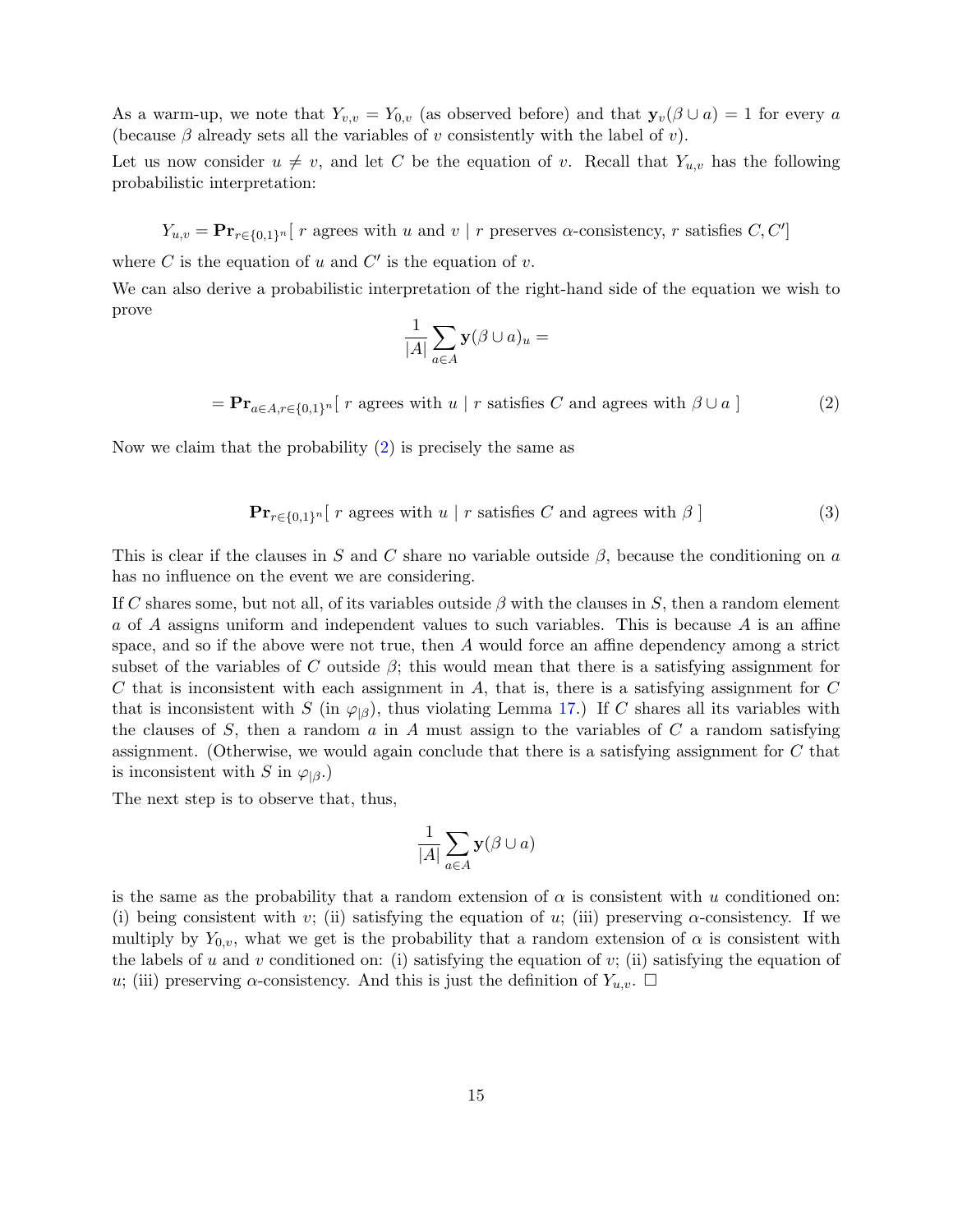As a warm-up, we note that $Y_{v,v} = Y_{0,v}$ (as observed before) and that $\mathbf{y}_v(\beta \cup a) = 1$ for every $a$ (because $\beta$ already sets all the variables of $v$ consistently with the label of $v$).

Let us now consider $u \neq v$, and let $C$ be the equation of $v$. Recall that $Y_{u,v}$ has the following probabilistic interpretation:

$$Y_{u,v} = \mathbf{Pr}_{r \in \{0,1\}^n}[\ r \text{ agrees with } u \text{ and } v \mid r \text{ preserves } \alpha\text{-consistency, } r \text{ satisfies } C, C'\ ]$$

where $C$ is the equation of $u$ and $C'$ is the equation of $v$.

We can also derive a probabilistic interpretation of the right-hand side of the equation we wish to prove

$$\frac{1}{|A|} \sum_{a \in A} \mathbf{y}(\beta \cup a)_u =$$

$$= \mathbf{Pr}_{a \in A, r \in \{0,1\}^n}[\ r \text{ agrees with } u \mid r \text{ satisfies } C \text{ and agrees with } \beta \cup a\ ] \tag{2}$$

Now we claim that the probability (2) is precisely the same as

$$\mathbf{Pr}_{r \in \{0,1\}^n}[\ r \text{ agrees with } u \mid r \text{ satisfies } C \text{ and agrees with } \beta\ ] \tag{3}$$

This is clear if the clauses in $S$ and $C$ share no variable outside $\beta$, because the conditioning on $a$ has no influence on the event we are considering.

If $C$ shares some, but not all, of its variables outside $\beta$ with the clauses in $S$, then a random element $a$ of $A$ assigns uniform and independent values to such variables. This is because $A$ is an affine space, and so if the above were not true, then $A$ would force an affine dependency among a strict subset of the variables of $C$ outside $\beta$; this would mean that there is a satisfying assignment for $C$ that is inconsistent with each assignment in $A$, that is, there is a satisfying assignment for $C$ that is inconsistent with $S$ (in $\varphi_{|\beta}$), thus violating Lemma 17.) If $C$ shares all its variables with the clauses of $S$, then a random $a$ in $A$ must assign to the variables of $C$ a random satisfying assignment. (Otherwise, we would again conclude that there is a satisfying assignment for $C$ that is inconsistent with $S$ in $\varphi_{|\beta}$.)

The next step is to observe that, thus,

$$\frac{1}{|A|} \sum_{a \in A} \mathbf{y}(\beta \cup a)$$

is the same as the probability that a random extension of $\alpha$ is consistent with $u$ conditioned on: (i) being consistent with $v$; (ii) satisfying the equation of $u$; (iii) preserving $\alpha$-consistency. If we multiply by $Y_{0,v}$, what we get is the probability that a random extension of $\alpha$ is consistent with the labels of $u$ and $v$ conditioned on: (i) satisfying the equation of $v$; (ii) satisfying the equation of $u$; (iii) preserving $\alpha$-consistency. And this is just the definition of $Y_{u,v}$. $\square$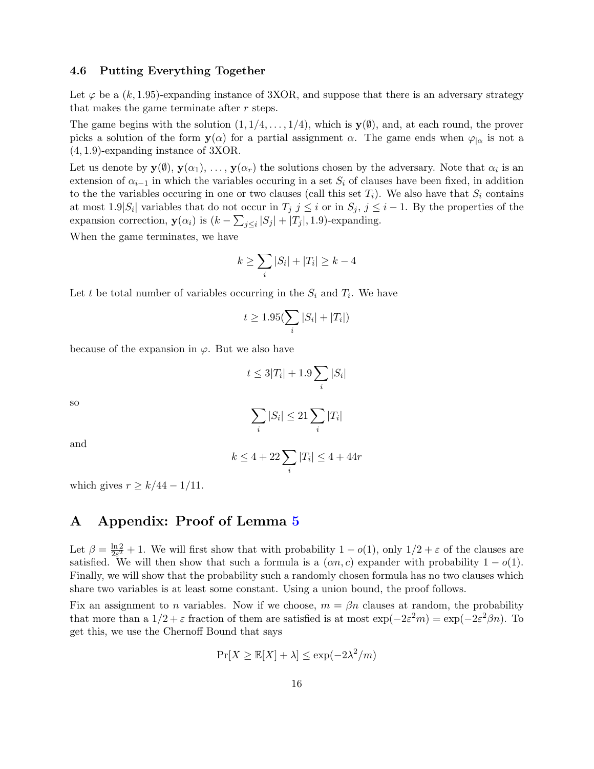### 4.6 Putting Everything Together

Let $\varphi$ be a $(k, 1.95)$-expanding instance of 3XOR, and suppose that there is an adversary strategy that makes the game terminate after $r$ steps.

The game begins with the solution $(1, 1/4, \ldots, 1/4)$, which is $\mathbf{y}(\emptyset)$, and, at each round, the prover picks a solution of the form $\mathbf{y}(\alpha)$ for a partial assignment $\alpha$. The game ends when $\varphi_{|\alpha}$ is not a $(4, 1.9)$-expanding instance of 3XOR.

Let us denote by $\mathbf{y}(\emptyset)$, $\mathbf{y}(\alpha_1)$, $\ldots$, $\mathbf{y}(\alpha_r)$ the solutions chosen by the adversary. Note that $\alpha_i$ is an extension of $\alpha_{i-1}$ in which the variables occuring in a set $S_i$ of clauses have been fixed, in addition to the the variables occuring in one or two clauses (call this set $T_i$). We also have that $S_i$ contains at most $1.9|S_i|$ variables that do not occur in $T_j$ $j \leq i$ or in $S_j$, $j \leq i-1$. By the properties of the expansion correction, $\mathbf{y}(\alpha_i)$ is $(k - \sum_{j \leq i} |S_j| + |T_j|, 1.9)$-expanding.

When the game terminates, we have

$$k \geq \sum_i |S_i| + |T_i| \geq k - 4$$

Let $t$ be total number of variables occurring in the $S_i$ and $T_i$. We have

$$t \geq 1.95(\sum_i |S_i| + |T_i|)$$

because of the expansion in $\varphi$. But we also have

$$t \leq 3|T_i| + 1.9 \sum_i |S_i|$$

so

$$\sum_i |S_i| \leq 21 \sum_i |T_i|$$

and

$$k \leq 4 + 22 \sum_i |T_i| \leq 4 + 44r$$

which gives $r \geq k/44 - 1/11$.

## A Appendix: Proof of Lemma 5

Let $\beta = \frac{\ln 2}{2\varepsilon^2} + 1$. We will first show that with probability $1 - o(1)$, only $1/2 + \varepsilon$ of the clauses are satisfied. We will then show that such a formula is a $(\alpha n, c)$ expander with probability $1 - o(1)$. Finally, we will show that the probability such a randomly chosen formula has no two clauses which share two variables is at least some constant. Using a union bound, the proof follows.

Fix an assignment to $n$ variables. Now if we choose, $m = \beta n$ clauses at random, the probability that more than a $1/2 + \varepsilon$ fraction of them are satisfied is at most $\exp(-2\varepsilon^2 m) = \exp(-2\varepsilon^2 \beta n)$. To get this, we use the Chernoff Bound that says

$$\Pr[X \geq \mathbb{E}[X] + \lambda] \leq \exp(-2\lambda^2/m)$$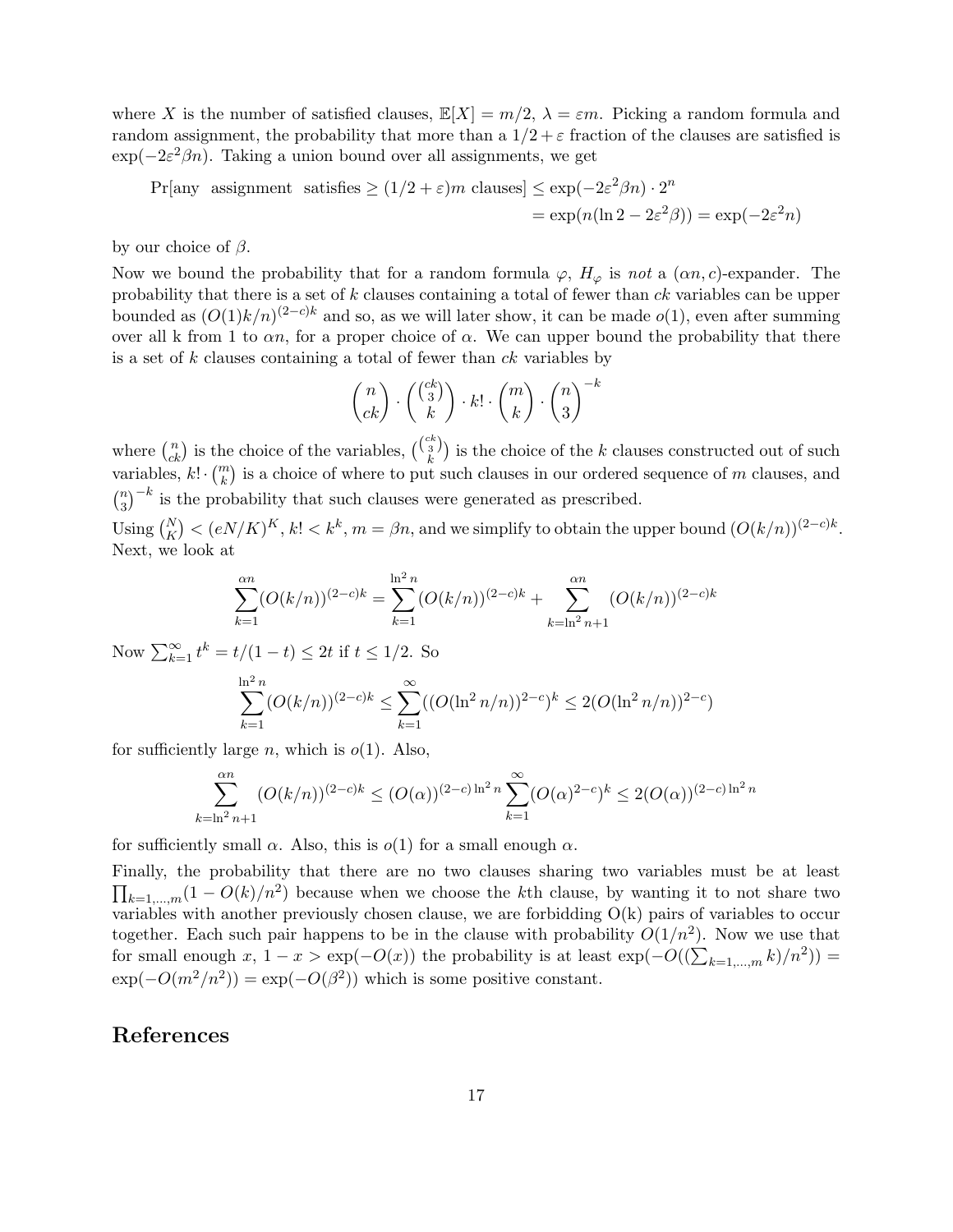where $X$ is the number of satisfied clauses, $\mathbb{E}[X] = m/2$, $\lambda = \varepsilon m$. Picking a random formula and random assignment, the probability that more than a $1/2 + \varepsilon$ fraction of the clauses are satisfied is $\exp(-2\varepsilon^2 \beta n)$. Taking a union bound over all assignments, we get

$$\begin{aligned}\Pr[\text{any assignment satisfies} \geq (1/2+\varepsilon)m \text{ clauses}] &\leq \exp(-2\varepsilon^2\beta n) \cdot 2^n \\ &= \exp(n(\ln 2 - 2\varepsilon^2\beta)) = \exp(-2\varepsilon^2 n)\end{aligned}$$

by our choice of $\beta$.

Now we bound the probability that for a random formula $\varphi$, $H_\varphi$ is *not* a $(\alpha n, c)$-expander. The probability that there is a set of $k$ clauses containing a total of fewer than $ck$ variables can be upper bounded as $(O(1)k/n)^{(2-c)k}$ and so, as we will later show, it can be made $o(1)$, even after summing over all k from 1 to $\alpha n$, for a proper choice of $\alpha$. We can upper bound the probability that there is a set of $k$ clauses containing a total of fewer than $ck$ variables by

$$\binom{n}{ck} \cdot \binom{\binom{ck}{3}}{k} \cdot k! \cdot \binom{m}{k} \cdot \binom{n}{3}^{-k}$$

where $\binom{n}{ck}$ is the choice of the variables, $\binom{\binom{ck}{3}}{k}$ is the choice of the $k$ clauses constructed out of such variables, $k! \cdot \binom{m}{k}$ is a choice of where to put such clauses in our ordered sequence of $m$ clauses, and $\binom{n}{3}^{-k}$ is the probability that such clauses were generated as prescribed.

Using $\binom{N}{K} < (eN/K)^K$, $k! < k^k$, $m = \beta n$, and we simplify to obtain the upper bound $(O(k/n))^{(2-c)k}$. Next, we look at

$$\sum_{k=1}^{\alpha n} (O(k/n))^{(2-c)k} = \sum_{k=1}^{\ln^2 n} (O(k/n))^{(2-c)k} + \sum_{k=\ln^2 n+1}^{\alpha n} (O(k/n))^{(2-c)k}$$

Now $\sum_{k=1}^{\infty} t^k = t/(1-t) \leq 2t$ if $t \leq 1/2$. So

$$\sum_{k=1}^{\ln^2 n} (O(k/n))^{(2-c)k} \leq \sum_{k=1}^{\infty} ((O(\ln^2 n/n))^{2-c})^k \leq 2(O(\ln^2 n/n))^{2-c})$$

for sufficiently large $n$, which is $o(1)$. Also,

$$\sum_{k=\ln^2 n+1}^{\alpha n} (O(k/n))^{(2-c)k} \leq (O(\alpha))^{(2-c)\ln^2 n} \sum_{k=1}^{\infty} (O(\alpha)^{2-c})^k \leq 2(O(\alpha))^{(2-c)\ln^2 n}$$

for sufficiently small $\alpha$. Also, this is $o(1)$ for a small enough $\alpha$.

Finally, the probability that there are no two clauses sharing two variables must be at least $\prod_{k=1,\ldots,m}(1 - O(k)/n^2)$ because when we choose the $k$th clause, by wanting it to not share two variables with another previously chosen clause, we are forbidding O(k) pairs of variables to occur together. Each such pair happens to be in the clause with probability $O(1/n^2)$. Now we use that for small enough $x$, $1 - x > \exp(-O(x))$ the probability is at least $\exp(-O((\sum_{k=1,\ldots,m} k)/n^2)) = \exp(-O(m^2/n^2)) = \exp(-O(\beta^2))$ which is some positive constant.

# References